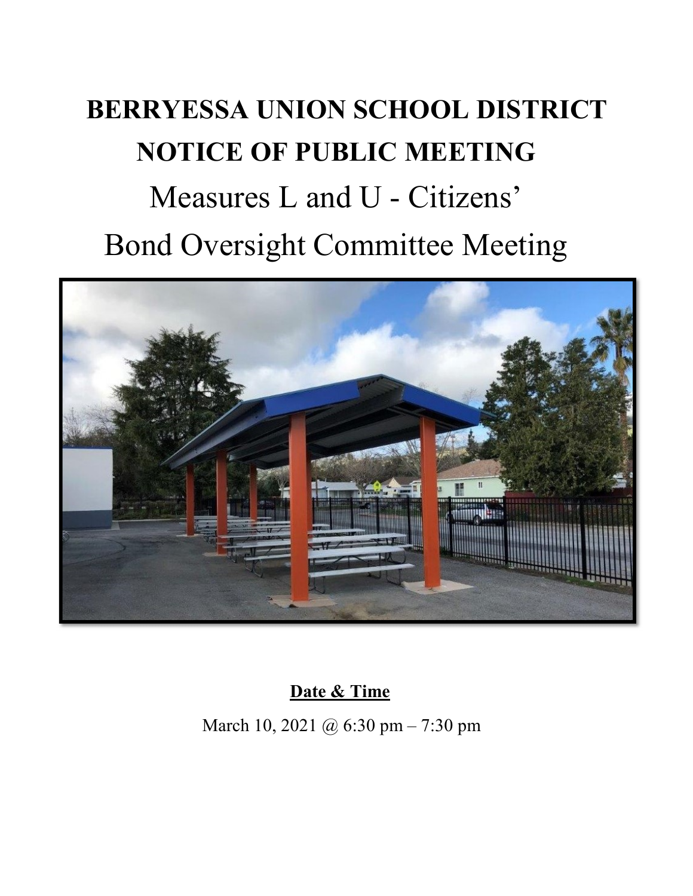# BERRYESSA UNION SCHOOL DISTRICT
# NOTICE OF PUBLIC MEETING

## Measures L and U - Citizens' Bond Oversight Committee Meeting

**Date & Time**

March 10, 2021 @ 6:30 pm – 7:30 pm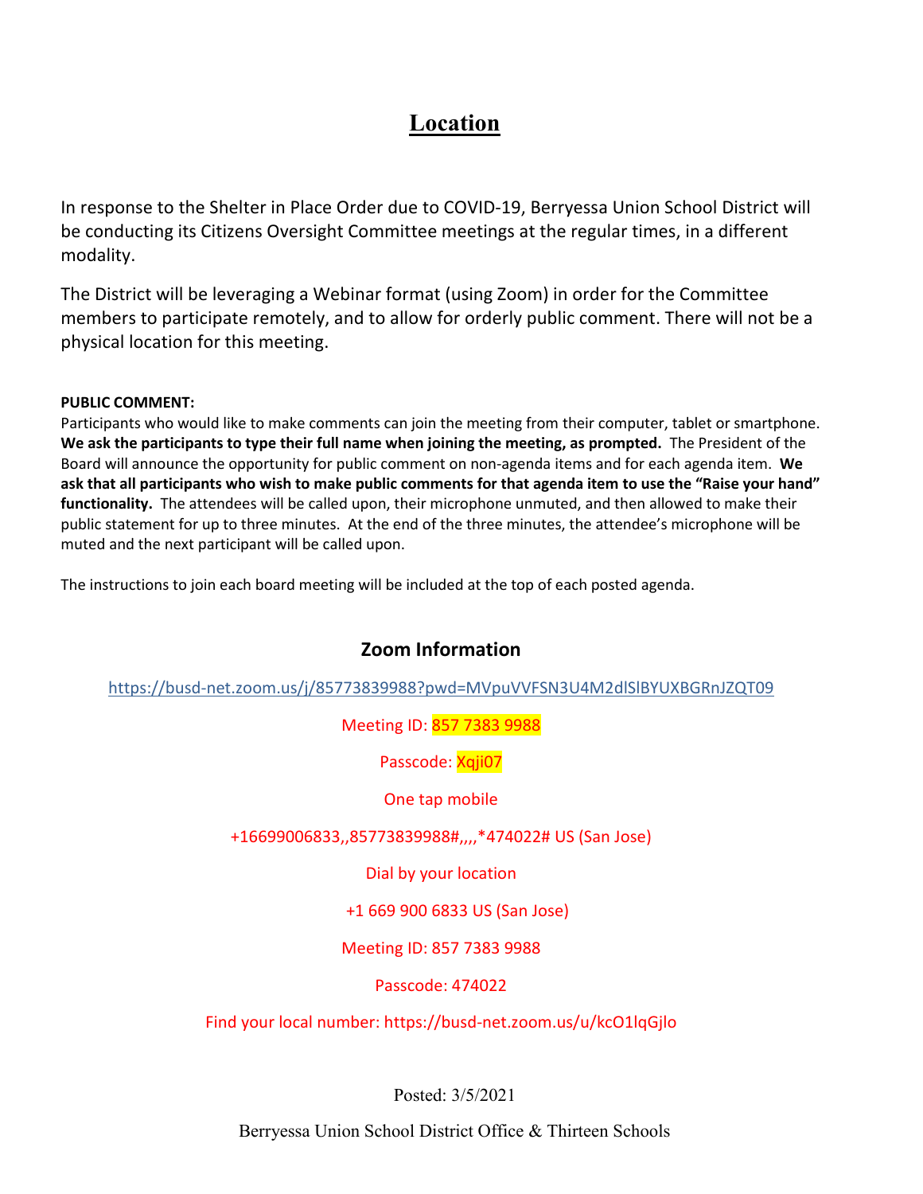# Location

In response to the Shelter in Place Order due to COVID-19, Berryessa Union School District will be conducting its Citizens Oversight Committee meetings at the regular times, in a different modality.

The District will be leveraging a Webinar format (using Zoom) in order for the Committee members to participate remotely, and to allow for orderly public comment. There will not be a physical location for this meeting.

**PUBLIC COMMENT:**
Participants who would like to make comments can join the meeting from their computer, tablet or smartphone. **We ask the participants to type their full name when joining the meeting, as prompted.** The President of the Board will announce the opportunity for public comment on non-agenda items and for each agenda item. **We ask that all participants who wish to make public comments for that agenda item to use the "Raise your hand" functionality.** The attendees will be called upon, their microphone unmuted, and then allowed to make their public statement for up to three minutes. At the end of the three minutes, the attendee's microphone will be muted and the next participant will be called upon.

The instructions to join each board meeting will be included at the top of each posted agenda.

## Zoom Information

https://busd-net.zoom.us/j/85773839988?pwd=MVpuVVFSN3U4M2dlSlBYUXBGRnJZQT09

Meeting ID: 857 7383 9988

Passcode: Xqji07

One tap mobile

+16699006833,,85773839988#,,,,*474022# US (San Jose)

Dial by your location

+1 669 900 6833 US (San Jose)

Meeting ID: 857 7383 9988

Passcode: 474022

Find your local number: https://busd-net.zoom.us/u/kcO1lqGjlo

Posted: 3/5/2021

Berryessa Union School District Office & Thirteen Schools